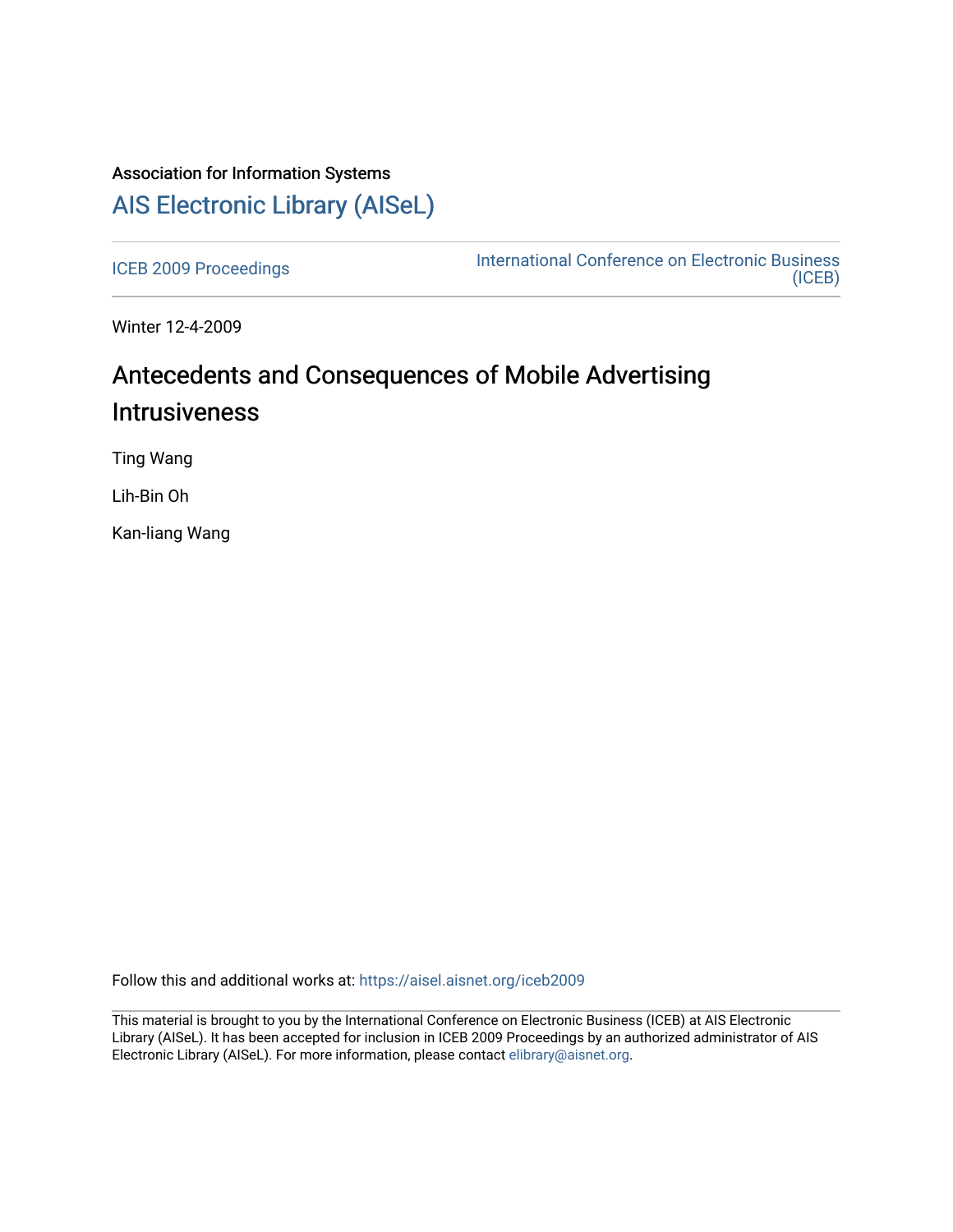Association for Information Systems

# AIS Electronic Library (AISeL)

ICEB 2009 Proceedings

International Conference on Electronic Business (ICEB)

Winter 12-4-2009

## Antecedents and Consequences of Mobile Advertising Intrusiveness

Ting Wang

Lih-Bin Oh

Kan-liang Wang

Follow this and additional works at: https://aisel.aisnet.org/iceb2009

This material is brought to you by the International Conference on Electronic Business (ICEB) at AIS Electronic Library (AISeL). It has been accepted for inclusion in ICEB 2009 Proceedings by an authorized administrator of AIS Electronic Library (AISeL). For more information, please contact elibrary@aisnet.org.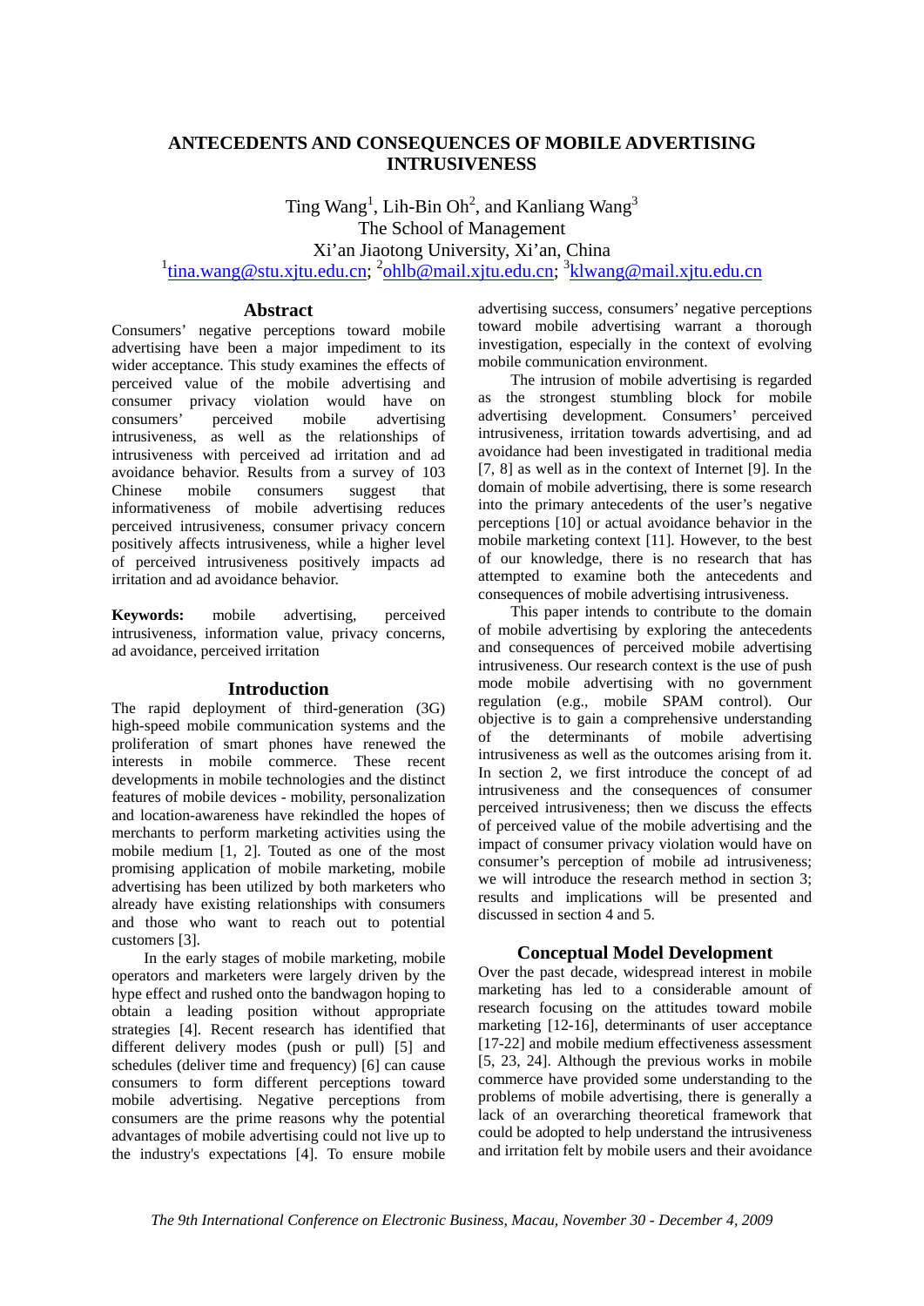# ANTECEDENTS AND CONSEQUENCES OF MOBILE ADVERTISING INTRUSIVENESS

Ting Wang[1], Lih-Bin Oh[2], and Kanliang Wang[3]
The School of Management
Xi'an Jiaotong University, Xi'an, China
[1]tina.wang@stu.xjtu.edu.cn; [2]ohlb@mail.xjtu.edu.cn; [3]klwang@mail.xjtu.edu.cn

## Abstract

Consumers' negative perceptions toward mobile advertising have been a major impediment to its wider acceptance. This study examines the effects of perceived value of the mobile advertising and consumer privacy violation would have on consumers' perceived mobile advertising intrusiveness, as well as the relationships of intrusiveness with perceived ad irritation and ad avoidance behavior. Results from a survey of 103 Chinese mobile consumers suggest that informativeness of mobile advertising reduces perceived intrusiveness, consumer privacy concern positively affects intrusiveness, while a higher level of perceived intrusiveness positively impacts ad irritation and ad avoidance behavior.

**Keywords:** mobile advertising, perceived intrusiveness, information value, privacy concerns, ad avoidance, perceived irritation

## Introduction

The rapid deployment of third-generation (3G) high-speed mobile communication systems and the proliferation of smart phones have renewed the interests in mobile commerce. These recent developments in mobile technologies and the distinct features of mobile devices - mobility, personalization and location-awareness have rekindled the hopes of merchants to perform marketing activities using the mobile medium [1, 2]. Touted as one of the most promising application of mobile marketing, mobile advertising has been utilized by both marketers who already have existing relationships with consumers and those who want to reach out to potential customers [3].

In the early stages of mobile marketing, mobile operators and marketers were largely driven by the hype effect and rushed onto the bandwagon hoping to obtain a leading position without appropriate strategies [4]. Recent research has identified that different delivery modes (push or pull) [5] and schedules (deliver time and frequency) [6] can cause consumers to form different perceptions toward mobile advertising. Negative perceptions from consumers are the prime reasons why the potential advantages of mobile advertising could not live up to the industry's expectations [4]. To ensure mobile advertising success, consumers' negative perceptions toward mobile advertising warrant a thorough investigation, especially in the context of evolving mobile communication environment.

The intrusion of mobile advertising is regarded as the strongest stumbling block for mobile advertising development. Consumers' perceived intrusiveness, irritation towards advertising, and ad avoidance had been investigated in traditional media [7, 8] as well as in the context of Internet [9]. In the domain of mobile advertising, there is some research into the primary antecedents of the user's negative perceptions [10] or actual avoidance behavior in the mobile marketing context [11]. However, to the best of our knowledge, there is no research that has attempted to examine both the antecedents and consequences of mobile advertising intrusiveness.

This paper intends to contribute to the domain of mobile advertising by exploring the antecedents and consequences of perceived mobile advertising intrusiveness. Our research context is the use of push mode mobile advertising with no government regulation (e.g., mobile SPAM control). Our objective is to gain a comprehensive understanding of the determinants of mobile advertising intrusiveness as well as the outcomes arising from it. In section 2, we first introduce the concept of ad intrusiveness and the consequences of consumer perceived intrusiveness; then we discuss the effects of perceived value of the mobile advertising and the impact of consumer privacy violation would have on consumer's perception of mobile ad intrusiveness; we will introduce the research method in section 3; results and implications will be presented and discussed in section 4 and 5.

## Conceptual Model Development

Over the past decade, widespread interest in mobile marketing has led to a considerable amount of research focusing on the attitudes toward mobile marketing [12-16], determinants of user acceptance [17-22] and mobile medium effectiveness assessment [5, 23, 24]. Although the previous works in mobile commerce have provided some understanding to the problems of mobile advertising, there is generally a lack of an overarching theoretical framework that could be adopted to help understand the intrusiveness and irritation felt by mobile users and their avoidance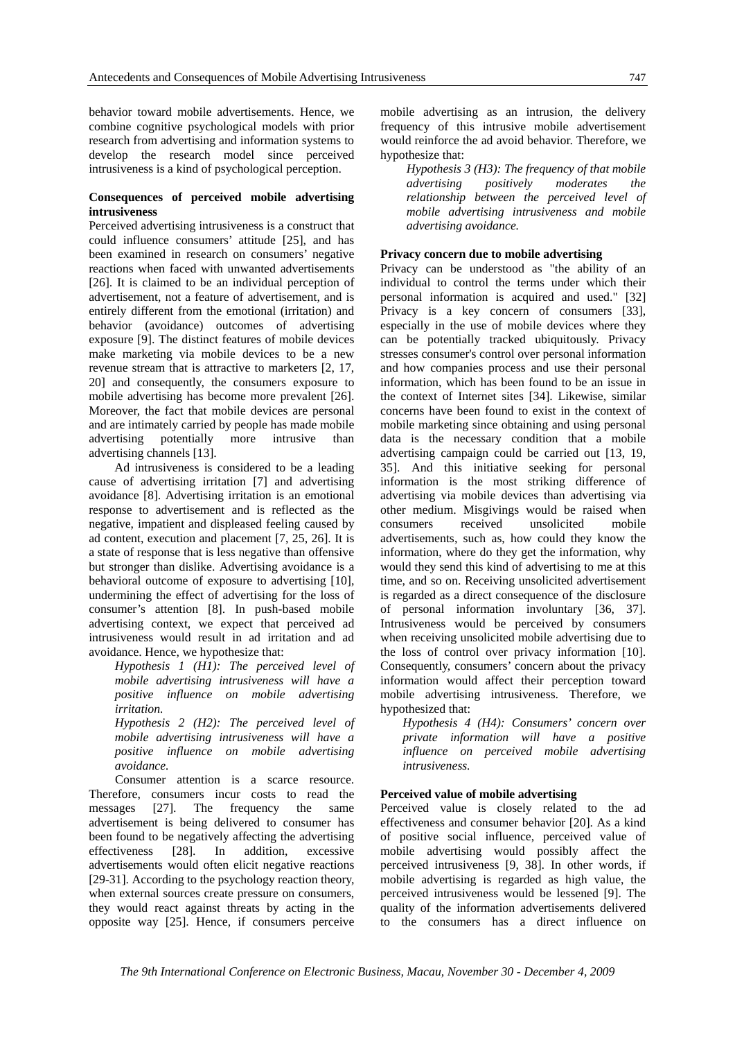behavior toward mobile advertisements. Hence, we combine cognitive psychological models with prior research from advertising and information systems to develop the research model since perceived intrusiveness is a kind of psychological perception.

### Consequences of perceived mobile advertising intrusiveness

Perceived advertising intrusiveness is a construct that could influence consumers' attitude [25], and has been examined in research on consumers' negative reactions when faced with unwanted advertisements [26]. It is claimed to be an individual perception of advertisement, not a feature of advertisement, and is entirely different from the emotional (irritation) and behavior (avoidance) outcomes of advertising exposure [9]. The distinct features of mobile devices make marketing via mobile devices to be a new revenue stream that is attractive to marketers [2, 17, 20] and consequently, the consumers exposure to mobile advertising has become more prevalent [26]. Moreover, the fact that mobile devices are personal and are intimately carried by people has made mobile advertising potentially more intrusive than advertising channels [13].

Ad intrusiveness is considered to be a leading cause of advertising irritation [7] and advertising avoidance [8]. Advertising irritation is an emotional response to advertisement and is reflected as the negative, impatient and displeased feeling caused by ad content, execution and placement [7, 25, 26]. It is a state of response that is less negative than offensive but stronger than dislike. Advertising avoidance is a behavioral outcome of exposure to advertising [10], undermining the effect of advertising for the loss of consumer's attention [8]. In push-based mobile advertising context, we expect that perceived ad intrusiveness would result in ad irritation and ad avoidance. Hence, we hypothesize that:

*Hypothesis 1 (H1): The perceived level of mobile advertising intrusiveness will have a positive influence on mobile advertising irritation.*

*Hypothesis 2 (H2): The perceived level of mobile advertising intrusiveness will have a positive influence on mobile advertising avoidance.*

Consumer attention is a scarce resource. Therefore, consumers incur costs to read the messages [27]. The frequency the same advertisement is being delivered to consumer has been found to be negatively affecting the advertising effectiveness [28]. In addition, excessive advertisements would often elicit negative reactions [29-31]. According to the psychology reaction theory, when external sources create pressure on consumers, they would react against threats by acting in the opposite way [25]. Hence, if consumers perceive mobile advertising as an intrusion, the delivery frequency of this intrusive mobile advertisement would reinforce the ad avoid behavior. Therefore, we hypothesize that:

*Hypothesis 3 (H3): The frequency of that mobile advertising positively moderates the relationship between the perceived level of mobile advertising intrusiveness and mobile advertising avoidance.*

### Privacy concern due to mobile advertising

Privacy can be understood as "the ability of an individual to control the terms under which their personal information is acquired and used." [32] Privacy is a key concern of consumers [33], especially in the use of mobile devices where they can be potentially tracked ubiquitously. Privacy stresses consumer's control over personal information and how companies process and use their personal information, which has been found to be an issue in the context of Internet sites [34]. Likewise, similar concerns have been found to exist in the context of mobile marketing since obtaining and using personal data is the necessary condition that a mobile advertising campaign could be carried out [13, 19, 35]. And this initiative seeking for personal information is the most striking difference of advertising via mobile devices than advertising via other medium. Misgivings would be raised when consumers received unsolicited mobile advertisements, such as, how could they know the information, where do they get the information, why would they send this kind of advertising to me at this time, and so on. Receiving unsolicited advertisement is regarded as a direct consequence of the disclosure of personal information involuntary [36, 37]. Intrusiveness would be perceived by consumers when receiving unsolicited mobile advertising due to the loss of control over privacy information [10]. Consequently, consumers' concern about the privacy information would affect their perception toward mobile advertising intrusiveness. Therefore, we hypothesized that:

*Hypothesis 4 (H4): Consumers' concern over private information will have a positive influence on perceived mobile advertising intrusiveness.*

### Perceived value of mobile advertising

Perceived value is closely related to the ad effectiveness and consumer behavior [20]. As a kind of positive social influence, perceived value of mobile advertising would possibly affect the perceived intrusiveness [9, 38]. In other words, if mobile advertising is regarded as high value, the perceived intrusiveness would be lessened [9]. The quality of the information advertisements delivered to the consumers has a direct influence on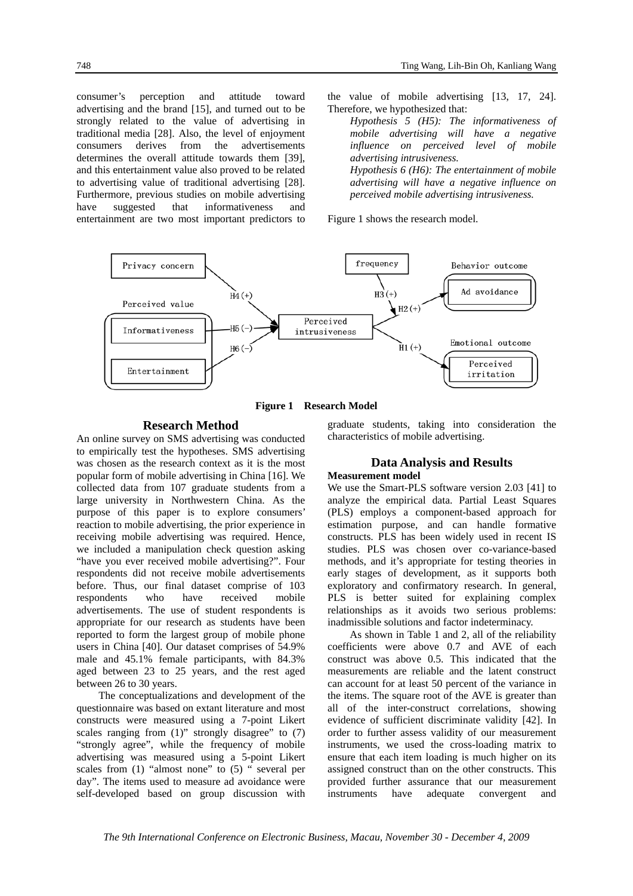consumer's perception and attitude toward advertising and the brand [15], and turned out to be strongly related to the value of advertising in traditional media [28]. Also, the level of enjoyment consumers derives from the advertisements determines the overall attitude towards them [39], and this entertainment value also proved to be related to advertising value of traditional advertising [28]. Furthermore, previous studies on mobile advertising have suggested that informativeness and entertainment are two most important predictors to the value of mobile advertising [13, 17, 24]. Therefore, we hypothesized that:

*Hypothesis 5 (H5): The informativeness of mobile advertising will have a negative influence on perceived level of mobile advertising intrusiveness.*

*Hypothesis 6 (H6): The entertainment of mobile advertising will have a negative influence on perceived mobile advertising intrusiveness.*

Figure 1 shows the research model.

**Figure 1 Research Model**

## Research Method

An online survey on SMS advertising was conducted to empirically test the hypotheses. SMS advertising was chosen as the research context as it is the most popular form of mobile advertising in China [16]. We collected data from 107 graduate students from a large university in Northwestern China. As the purpose of this paper is to explore consumers' reaction to mobile advertising, the prior experience in receiving mobile advertising was required. Hence, we included a manipulation check question asking "have you ever received mobile advertising?". Four respondents did not receive mobile advertisements before. Thus, our final dataset comprise of 103 respondents who have received mobile advertisements. The use of student respondents is appropriate for our research as students have been reported to form the largest group of mobile phone users in China [40]. Our dataset comprises of 54.9% male and 45.1% female participants, with 84.3% aged between 23 to 25 years, and the rest aged between 26 to 30 years.

The conceptualizations and development of the questionnaire was based on extant literature and most constructs were measured using a 7-point Likert scales ranging from (1)" strongly disagree" to (7) "strongly agree", while the frequency of mobile advertising was measured using a 5-point Likert scales from (1) "almost none" to (5) " several per day". The items used to measure ad avoidance were self-developed based on group discussion with graduate students, taking into consideration the characteristics of mobile advertising.

## Data Analysis and Results

### Measurement model

We use the Smart-PLS software version 2.03 [41] to analyze the empirical data. Partial Least Squares (PLS) employs a component-based approach for estimation purpose, and can handle formative constructs. PLS has been widely used in recent IS studies. PLS was chosen over co-variance-based methods, and it's appropriate for testing theories in early stages of development, as it supports both exploratory and confirmatory research. In general, PLS is better suited for explaining complex relationships as it avoids two serious problems: inadmissible solutions and factor indeterminacy.

As shown in Table 1 and 2, all of the reliability coefficients were above 0.7 and AVE of each construct was above 0.5. This indicated that the measurements are reliable and the latent construct can account for at least 50 percent of the variance in the items. The square root of the AVE is greater than all of the inter-construct correlations, showing evidence of sufficient discriminate validity [42]. In order to further assess validity of our measurement instruments, we used the cross-loading matrix to ensure that each item loading is much higher on its assigned construct than on the other constructs. This provided further assurance that our measurement instruments have adequate convergent and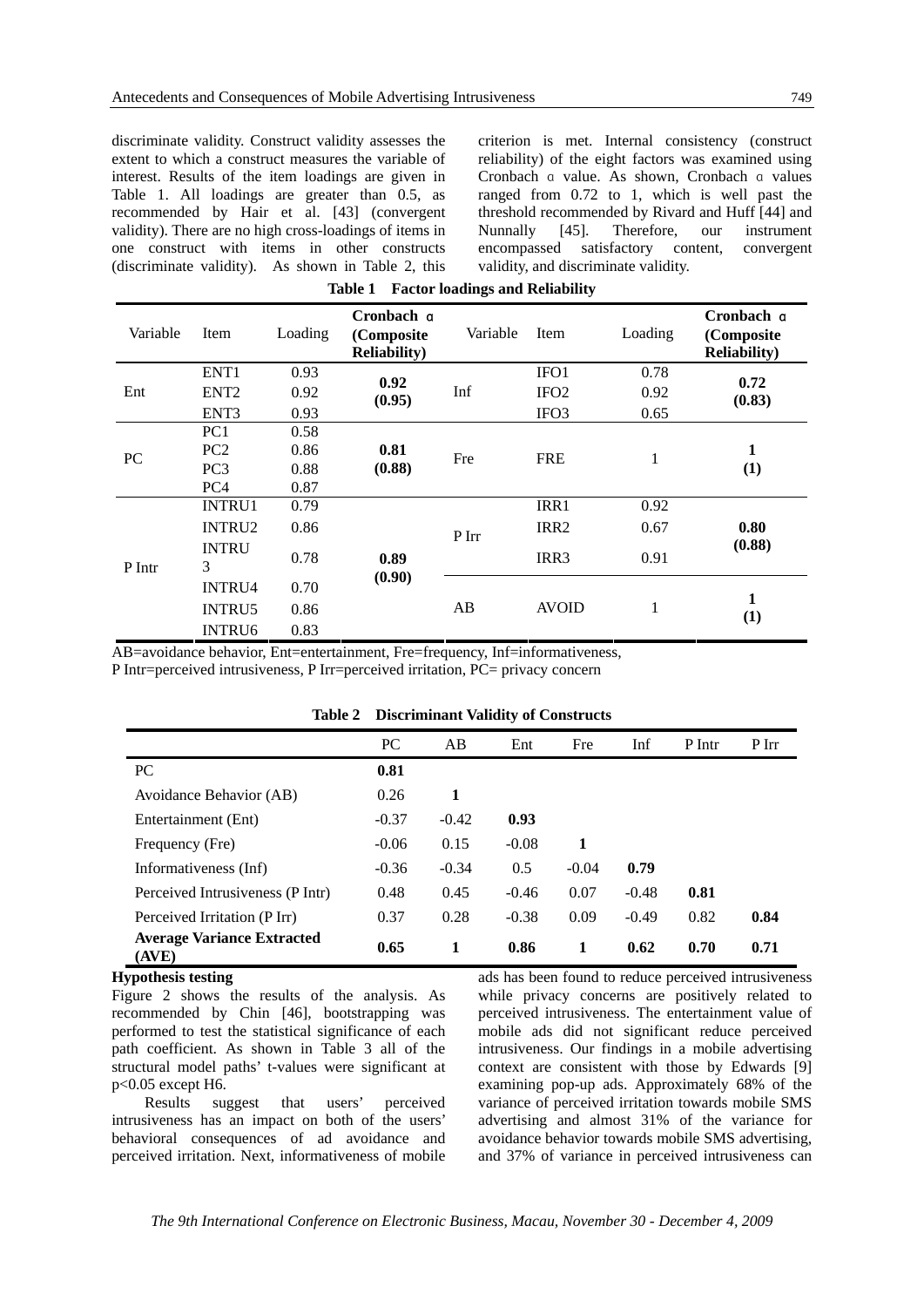discriminate validity. Construct validity assesses the extent to which a construct measures the variable of interest. Results of the item loadings are given in Table 1. All loadings are greater than 0.5, as recommended by Hair et al. [43] (convergent validity). There are no high cross-loadings of items in one construct with items in other constructs (discriminate validity). As shown in Table 2, this criterion is met. Internal consistency (construct reliability) of the eight factors was examined using Cronbach α value. As shown, Cronbach α values ranged from 0.72 to 1, which is well past the threshold recommended by Rivard and Huff [44] and Nunnally [45]. Therefore, our instrument encompassed satisfactory content, convergent validity, and discriminate validity.

**Table 1 Factor loadings and Reliability**

| Variable | Item | Loading | Cronbach α (Composite Reliability) | Variable | Item | Loading | Cronbach α (Composite Reliability) |
|---|---|---|---|---|---|---|---|
| Ent | ENT1 | 0.93 | **0.92 (0.95)** | Inf | IFO1 | 0.78 | **0.72 (0.83)** |
| | ENT2 | 0.92 | | | IFO2 | 0.92 | |
| | ENT3 | 0.93 | | | IFO3 | 0.65 | |
| PC | PC1 | 0.58 | **0.81 (0.88)** | Fre | FRE | 1 | **1 (1)** |
| | PC2 | 0.86 | | | | | |
| | PC3 | 0.88 | | | | | |
| | PC4 | 0.87 | | | | | |
| P Intr | INTRU1 | 0.79 | **0.89 (0.90)** | P Irr | IRR1 | 0.92 | **0.80 (0.88)** |
| | INTRU2 | 0.86 | | | IRR2 | 0.67 | |
| | INTRU3 | 0.78 | | | IRR3 | 0.91 | |
| | INTRU4 | 0.70 | | AB | AVOID | 1 | **1 (1)** |
| | INTRU5 | 0.86 | | | | | |
| | INTRU6 | 0.83 | | | | | |

AB=avoidance behavior, Ent=entertainment, Fre=frequency, Inf=informativeness,
P Intr=perceived intrusiveness, P Irr=perceived irritation, PC= privacy concern

**Table 2 Discriminant Validity of Constructs**

| | PC | AB | Ent | Fre | Inf | P Intr | P Irr |
|---|---|---|---|---|---|---|---|
| PC | **0.81** | | | | | | |
| Avoidance Behavior (AB) | 0.26 | **1** | | | | | |
| Entertainment (Ent) | -0.37 | -0.42 | **0.93** | | | | |
| Frequency (Fre) | -0.06 | 0.15 | -0.08 | **1** | | | |
| Informativeness (Inf) | -0.36 | -0.34 | 0.5 | -0.04 | **0.79** | | |
| Perceived Intrusiveness (P Intr) | 0.48 | 0.45 | -0.46 | 0.07 | -0.48 | **0.81** | |
| Perceived Irritation (P Irr) | 0.37 | 0.28 | -0.38 | 0.09 | -0.49 | 0.82 | **0.84** |
| **Average Variance Extracted (AVE)** | **0.65** | **1** | **0.86** | **1** | **0.62** | **0.70** | **0.71** |

**Hypothesis testing**

Figure 2 shows the results of the analysis. As recommended by Chin [46], bootstrapping was performed to test the statistical significance of each path coefficient. As shown in Table 3 all of the structural model paths' t-values were significant at $p<0.05$ except H6.

Results suggest that users' perceived intrusiveness has an impact on both of the users' behavioral consequences of ad avoidance and perceived irritation. Next, informativeness of mobile ads has been found to reduce perceived intrusiveness while privacy concerns are positively related to perceived intrusiveness. The entertainment value of mobile ads did not significant reduce perceived intrusiveness. Our findings in a mobile advertising context are consistent with those by Edwards [9] examining pop-up ads. Approximately 68% of the variance of perceived irritation towards mobile SMS advertising and almost 31% of the variance for avoidance behavior towards mobile SMS advertising, and 37% of variance in perceived intrusiveness can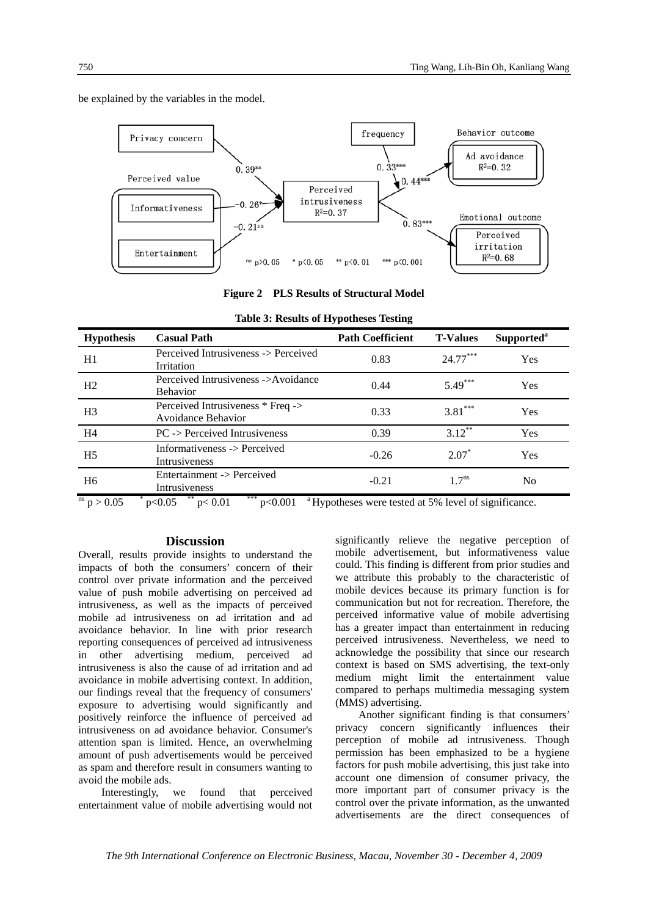be explained by the variables in the model.

**Figure 2 PLS Results of Structural Model**

**Table 3: Results of Hypotheses Testing**

| Hypothesis | Casual Path | Path Coefficient | T-Values | Supported[a] |
|---|---|---|---|---|
| H1 | Perceived Intrusiveness -> Perceived Irritation | 0.83 | 24.77*** | Yes |
| H2 | Perceived Intrusiveness ->Avoidance Behavior | 0.44 | 5.49*** | Yes |
| H3 | Perceived Intrusiveness * Freq -> Avoidance Behavior | 0.33 | 3.81*** | Yes |
| H4 | PC -> Perceived Intrusiveness | 0.39 | 3.12** | Yes |
| H5 | Informativeness -> Perceived Intrusiveness | -0.26 | 2.07* | Yes |
| H6 | Entertainment -> Perceived Intrusiveness | -0.21 | 1.7ns | No |

ns $p > 0.05$ &nbsp; * $p<0.05$ &nbsp; ** $p< 0.01$ &nbsp; *** $p<0.001$ &nbsp; [a] Hypotheses were tested at 5% level of significance.

## Discussion

Overall, results provide insights to understand the impacts of both the consumers' concern of their control over private information and the perceived value of push mobile advertising on perceived ad intrusiveness, as well as the impacts of perceived mobile ad intrusiveness on ad irritation and ad avoidance behavior. In line with prior research reporting consequences of perceived ad intrusiveness in other advertising medium, perceived ad intrusiveness is also the cause of ad irritation and ad avoidance in mobile advertising context. In addition, our findings reveal that the frequency of consumers' exposure to advertising would significantly and positively reinforce the influence of perceived ad intrusiveness on ad avoidance behavior. Consumer's attention span is limited. Hence, an overwhelming amount of push advertisements would be perceived as spam and therefore result in consumers wanting to avoid the mobile ads.

Interestingly, we found that perceived entertainment value of mobile advertising would not significantly relieve the negative perception of mobile advertisement, but informativeness value could. This finding is different from prior studies and we attribute this probably to the characteristic of mobile devices because its primary function is for communication but not for recreation. Therefore, the perceived informative value of mobile advertising has a greater impact than entertainment in reducing perceived intrusiveness. Nevertheless, we need to acknowledge the possibility that since our research context is based on SMS advertising, the text-only medium might limit the entertainment value compared to perhaps multimedia messaging system (MMS) advertising.

Another significant finding is that consumers' privacy concern significantly influences their perception of mobile ad intrusiveness. Though permission has been emphasized to be a hygiene factors for push mobile advertising, this just take into account one dimension of consumer privacy, the more important part of consumer privacy is the control over the private information, as the unwanted advertisements are the direct consequences of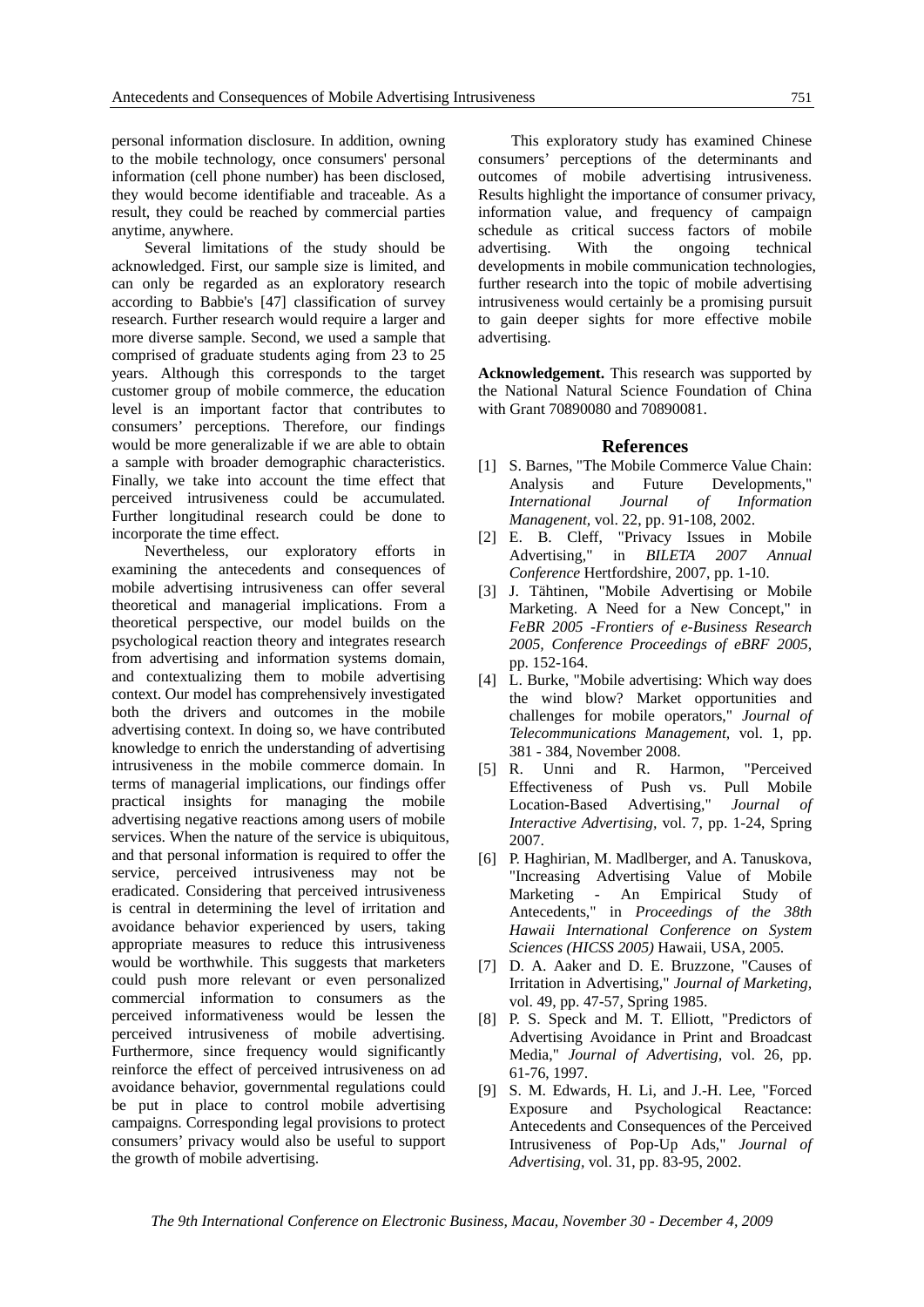personal information disclosure. In addition, owning to the mobile technology, once consumers' personal information (cell phone number) has been disclosed, they would become identifiable and traceable. As a result, they could be reached by commercial parties anytime, anywhere.

Several limitations of the study should be acknowledged. First, our sample size is limited, and can only be regarded as an exploratory research according to Babbie's [47] classification of survey research. Further research would require a larger and more diverse sample. Second, we used a sample that comprised of graduate students aging from 23 to 25 years. Although this corresponds to the target customer group of mobile commerce, the education level is an important factor that contributes to consumers' perceptions. Therefore, our findings would be more generalizable if we are able to obtain a sample with broader demographic characteristics. Finally, we take into account the time effect that perceived intrusiveness could be accumulated. Further longitudinal research could be done to incorporate the time effect.

Nevertheless, our exploratory efforts in examining the antecedents and consequences of mobile advertising intrusiveness can offer several theoretical and managerial implications. From a theoretical perspective, our model builds on the psychological reaction theory and integrates research from advertising and information systems domain, and contextualizing them to mobile advertising context. Our model has comprehensively investigated both the drivers and outcomes in the mobile advertising context. In doing so, we have contributed knowledge to enrich the understanding of advertising intrusiveness in the mobile commerce domain. In terms of managerial implications, our findings offer practical insights for managing the mobile advertising negative reactions among users of mobile services. When the nature of the service is ubiquitous, and that personal information is required to offer the service, perceived intrusiveness may not be eradicated. Considering that perceived intrusiveness is central in determining the level of irritation and avoidance behavior experienced by users, taking appropriate measures to reduce this intrusiveness would be worthwhile. This suggests that marketers could push more relevant or even personalized commercial information to consumers as the perceived informativeness would be lessen the perceived intrusiveness of mobile advertising. Furthermore, since frequency would significantly reinforce the effect of perceived intrusiveness on ad avoidance behavior, governmental regulations could be put in place to control mobile advertising campaigns. Corresponding legal provisions to protect consumers' privacy would also be useful to support the growth of mobile advertising.

This exploratory study has examined Chinese consumers' perceptions of the determinants and outcomes of mobile advertising intrusiveness. Results highlight the importance of consumer privacy, information value, and frequency of campaign schedule as critical success factors of mobile advertising. With the ongoing technical developments in mobile communication technologies, further research into the topic of mobile advertising intrusiveness would certainly be a promising pursuit to gain deeper sights for more effective mobile advertising.

**Acknowledgement.** This research was supported by the National Natural Science Foundation of China with Grant 70890080 and 70890081.

## References

[1] S. Barnes, "The Mobile Commerce Value Chain: Analysis and Future Developments," *International Journal of Information Managenent*, vol. 22, pp. 91-108, 2002.

[2] E. B. Cleff, "Privacy Issues in Mobile Advertising," in *BILETA 2007 Annual Conference* Hertfordshire, 2007, pp. 1-10.

[3] J. Tähtinen, "Mobile Advertising or Mobile Marketing. A Need for a New Concept," in *FeBR 2005 -Frontiers of e-Business Research 2005, Conference Proceedings of eBRF 2005*, pp. 152-164.

[4] L. Burke, "Mobile advertising: Which way does the wind blow? Market opportunities and challenges for mobile operators," *Journal of Telecommunications Management*, vol. 1, pp. 381 - 384, November 2008.

[5] R. Unni and R. Harmon, "Perceived Effectiveness of Push vs. Pull Mobile Location-Based Advertising," *Journal of Interactive Advertising*, vol. 7, pp. 1-24, Spring 2007.

[6] P. Haghirian, M. Madlberger, and A. Tanuskova, "Increasing Advertising Value of Mobile Marketing - An Empirical Study of Antecedents," in *Proceedings of the 38th Hawaii International Conference on System Sciences (HICSS 2005)* Hawaii, USA, 2005.

[7] D. A. Aaker and D. E. Bruzzone, "Causes of Irritation in Advertising," *Journal of Marketing*, vol. 49, pp. 47-57, Spring 1985.

[8] P. S. Speck and M. T. Elliott, "Predictors of Advertising Avoidance in Print and Broadcast Media," *Journal of Advertising*, vol. 26, pp. 61-76, 1997.

[9] S. M. Edwards, H. Li, and J.-H. Lee, "Forced Exposure and Psychological Reactance: Antecedents and Consequences of the Perceived Intrusiveness of Pop-Up Ads," *Journal of Advertising*, vol. 31, pp. 83-95, 2002.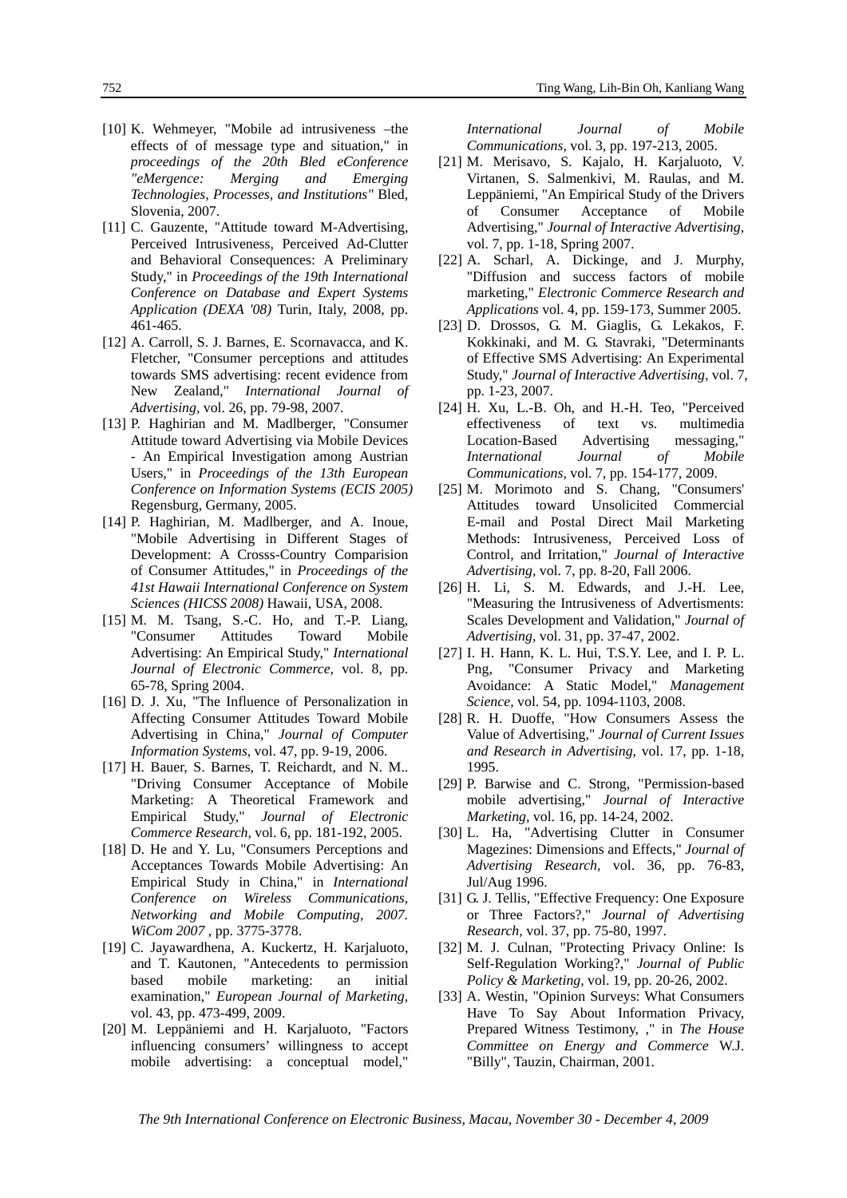[10] K. Wehmeyer, "Mobile ad intrusiveness –the effects of of message type and situation," in *proceedings of the 20th Bled eConference "eMergence: Merging and Emerging Technologies, Processes, and Institutions"* Bled, Slovenia, 2007.

[11] C. Gauzente, "Attitude toward M-Advertising, Perceived Intrusiveness, Perceived Ad-Clutter and Behavioral Consequences: A Preliminary Study," in *Proceedings of the 19th International Conference on Database and Expert Systems Application (DEXA '08)* Turin, Italy, 2008, pp. 461-465.

[12] A. Carroll, S. J. Barnes, E. Scornavacca, and K. Fletcher, "Consumer perceptions and attitudes towards SMS advertising: recent evidence from New Zealand," *International Journal of Advertising,* vol. 26, pp. 79-98, 2007.

[13] P. Haghirian and M. Madlberger, "Consumer Attitude toward Advertising via Mobile Devices - An Empirical Investigation among Austrian Users," in *Proceedings of the 13th European Conference on Information Systems (ECIS 2005)* Regensburg, Germany, 2005.

[14] P. Haghirian, M. Madlberger, and A. Inoue, "Mobile Advertising in Different Stages of Development: A Crosss-Country Comparision of Consumer Attitudes," in *Proceedings of the 41st Hawaii International Conference on System Sciences (HICSS 2008)* Hawaii, USA, 2008.

[15] M. M. Tsang, S.-C. Ho, and T.-P. Liang, "Consumer Attitudes Toward Mobile Advertising: An Empirical Study," *International Journal of Electronic Commerce,* vol. 8, pp. 65-78, Spring 2004.

[16] D. J. Xu, "The Influence of Personalization in Affecting Consumer Attitudes Toward Mobile Advertising in China," *Journal of Computer Information Systems,* vol. 47, pp. 9-19, 2006.

[17] H. Bauer, S. Barnes, T. Reichardt, and N. M.. "Driving Consumer Acceptance of Mobile Marketing: A Theoretical Framework and Empirical Study," *Journal of Electronic Commerce Research,* vol. 6, pp. 181-192, 2005.

[18] D. He and Y. Lu, "Consumers Perceptions and Acceptances Towards Mobile Advertising: An Empirical Study in China," in *International Conference on Wireless Communications, Networking and Mobile Computing, 2007. WiCom 2007* , pp. 3775-3778.

[19] C. Jayawardhena, A. Kuckertz, H. Karjaluoto, and T. Kautonen, "Antecedents to permission based mobile marketing: an initial examination," *European Journal of Marketing,* vol. 43, pp. 473-499, 2009.

[20] M. Leppäniemi and H. Karjaluoto, "Factors influencing consumers' willingness to accept mobile advertising: a conceptual model," *International Journal of Mobile Communications,* vol. 3, pp. 197-213, 2005.

[21] M. Merisavo, S. Kajalo, H. Karjaluoto, V. Virtanen, S. Salmenkivi, M. Raulas, and M. Leppäniemi, "An Empirical Study of the Drivers of Consumer Acceptance of Mobile Advertising," *Journal of Interactive Advertising,* vol. 7, pp. 1-18, Spring 2007.

[22] A. Scharl, A. Dickinge, and J. Murphy, "Diffusion and success factors of mobile marketing," *Electronic Commerce Research and Applications* vol. 4, pp. 159-173, Summer 2005.

[23] D. Drossos, G. M. Giaglis, G. Lekakos, F. Kokkinaki, and M. G. Stavraki, "Determinants of Effective SMS Advertising: An Experimental Study," *Journal of Interactive Advertising,* vol. 7, pp. 1-23, 2007.

[24] H. Xu, L.-B. Oh, and H.-H. Teo, "Perceived effectiveness of text vs. multimedia Location-Based Advertising messaging," *International Journal of Mobile Communications,* vol. 7, pp. 154-177, 2009.

[25] M. Morimoto and S. Chang, "Consumers' Attitudes toward Unsolicited Commercial E-mail and Postal Direct Mail Marketing Methods: Intrusiveness, Perceived Loss of Control, and Irritation," *Journal of Interactive Advertising,* vol. 7, pp. 8-20, Fall 2006.

[26] H. Li, S. M. Edwards, and J.-H. Lee, "Measuring the Intrusiveness of Advertisments: Scales Development and Validation," *Journal of Advertising,* vol. 31, pp. 37-47, 2002.

[27] I. H. Hann, K. L. Hui, T.S.Y. Lee, and I. P. L. Png, "Consumer Privacy and Marketing Avoidance: A Static Model," *Management Science,* vol. 54, pp. 1094-1103, 2008.

[28] R. H. Duoffe, "How Consumers Assess the Value of Advertising," *Journal of Current Issues and Research in Advertising,* vol. 17, pp. 1-18, 1995.

[29] P. Barwise and C. Strong, "Permission-based mobile advertising," *Journal of Interactive Marketing,* vol. 16, pp. 14-24, 2002.

[30] L. Ha, "Advertising Clutter in Consumer Magezines: Dimensions and Effects," *Journal of Advertising Research,* vol. 36, pp. 76-83, Jul/Aug 1996.

[31] G. J. Tellis, "Effective Frequency: One Exposure or Three Factors?," *Journal of Advertising Research,* vol. 37, pp. 75-80, 1997.

[32] M. J. Culnan, "Protecting Privacy Online: Is Self-Regulation Working?," *Journal of Public Policy & Marketing,* vol. 19, pp. 20-26, 2002.

[33] A. Westin, "Opinion Surveys: What Consumers Have To Say About Information Privacy, Prepared Witness Testimony, ," in *The House Committee on Energy and Commerce* W.J. "Billy", Tauzin, Chairman, 2001.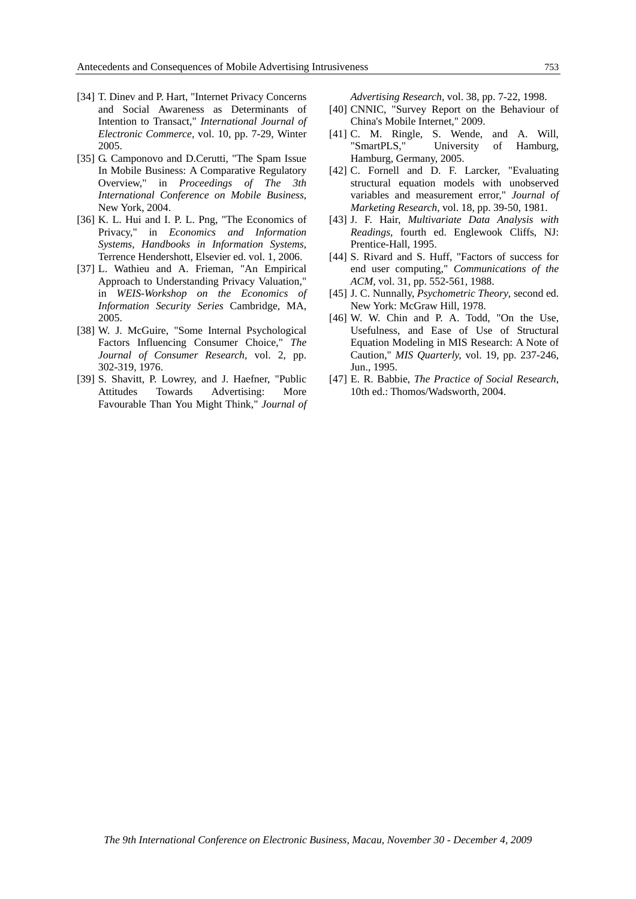[34] T. Dinev and P. Hart, "Internet Privacy Concerns and Social Awareness as Determinants of Intention to Transact," *International Journal of Electronic Commerce*, vol. 10, pp. 7-29, Winter 2005.

[35] G. Camponovo and D.Cerutti, "The Spam Issue In Mobile Business: A Comparative Regulatory Overview," in *Proceedings of The 3th International Conference on Mobile Business*, New York, 2004.

[36] K. L. Hui and I. P. L. Png, "The Economics of Privacy," in *Economics and Information Systems, Handbooks in Information Systems*, Terrence Hendershott, Elsevier ed. vol. 1, 2006.

[37] L. Wathieu and A. Frieman, "An Empirical Approach to Understanding Privacy Valuation," in *WEIS-Workshop on the Economics of Information Security Series* Cambridge, MA, 2005.

[38] W. J. McGuire, "Some Internal Psychological Factors Influencing Consumer Choice," *The Journal of Consumer Research*, vol. 2, pp. 302-319, 1976.

[39] S. Shavitt, P. Lowrey, and J. Haefner, "Public Attitudes Towards Advertising: More Favourable Than You Might Think," *Journal of Advertising Research*, vol. 38, pp. 7-22, 1998.

[40] CNNIC, "Survey Report on the Behaviour of China's Mobile Internet," 2009.

[41] C. M. Ringle, S. Wende, and A. Will, "SmartPLS," University of Hamburg, Hamburg, Germany, 2005.

[42] C. Fornell and D. F. Larcker, "Evaluating structural equation models with unobserved variables and measurement error," *Journal of Marketing Research*, vol. 18, pp. 39-50, 1981.

[43] J. F. Hair, *Multivariate Data Analysis with Readings*, fourth ed. Englewook Cliffs, NJ: Prentice-Hall, 1995.

[44] S. Rivard and S. Huff, "Factors of success for end user computing," *Communications of the ACM*, vol. 31, pp. 552-561, 1988.

[45] J. C. Nunnally, *Psychometric Theory*, second ed. New York: McGraw Hill, 1978.

[46] W. W. Chin and P. A. Todd, "On the Use, Usefulness, and Ease of Use of Structural Equation Modeling in MIS Research: A Note of Caution," *MIS Quarterly*, vol. 19, pp. 237-246, Jun., 1995.

[47] E. R. Babbie, *The Practice of Social Research*, 10th ed.: Thomos/Wadsworth, 2004.